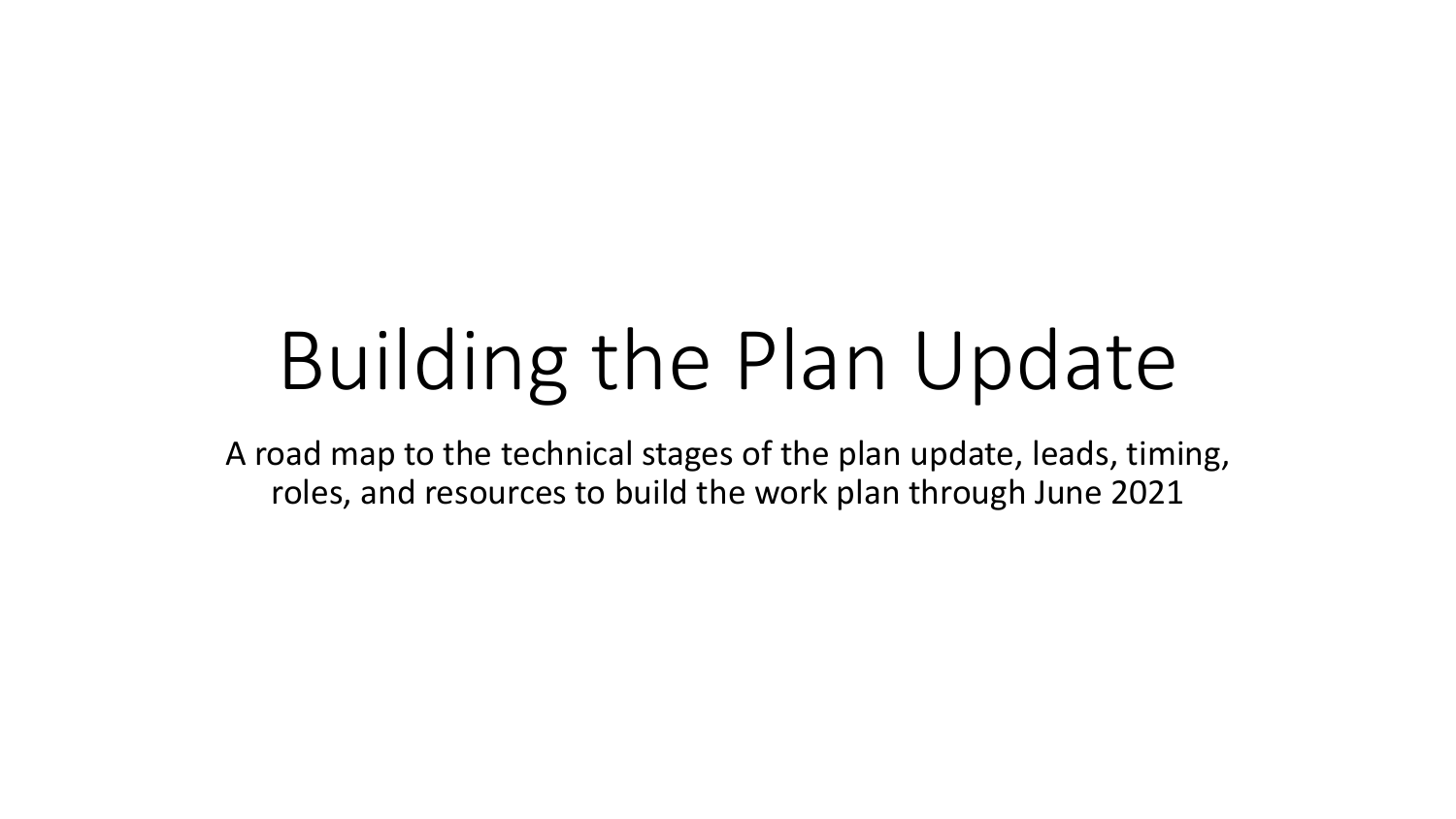# Building the Plan Update

A road map to the technical stages of the plan update, leads, timing, roles, and resources to build the work plan through June 2021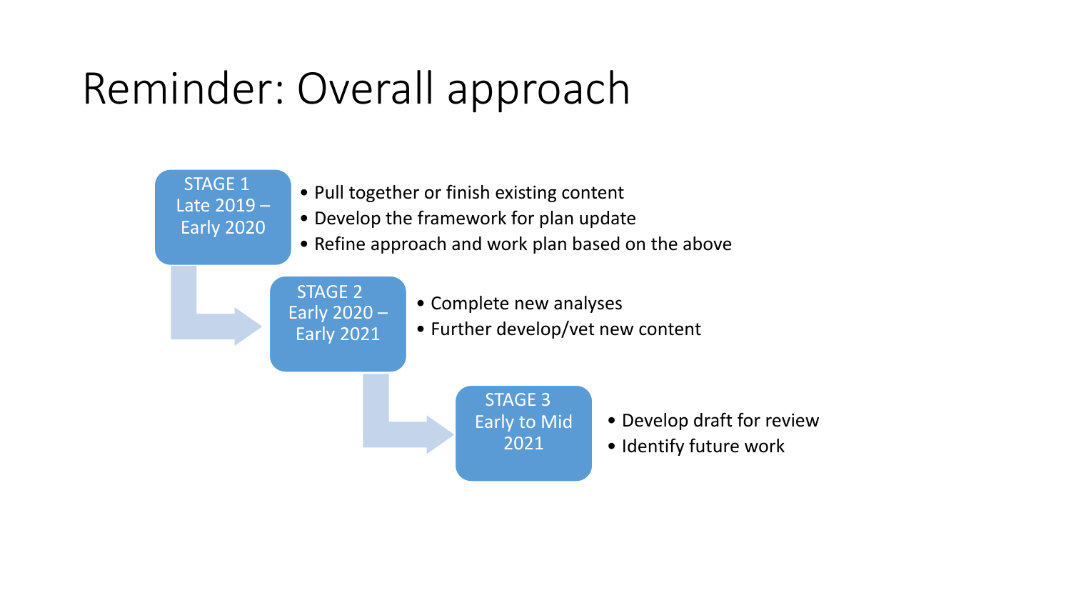# Reminder: Overall approach

**STAGE 1**
**Late 2019 – Early 2020**

- Pull together or finish existing content
- Develop the framework for plan update
- Refine approach and work plan based on the above

**STAGE 2**
**Early 2020 – Early 2021**

- Complete new analyses
- Further develop/vet new content

**STAGE 3**
**Early to Mid 2021**

- Develop draft for review
- Identify future work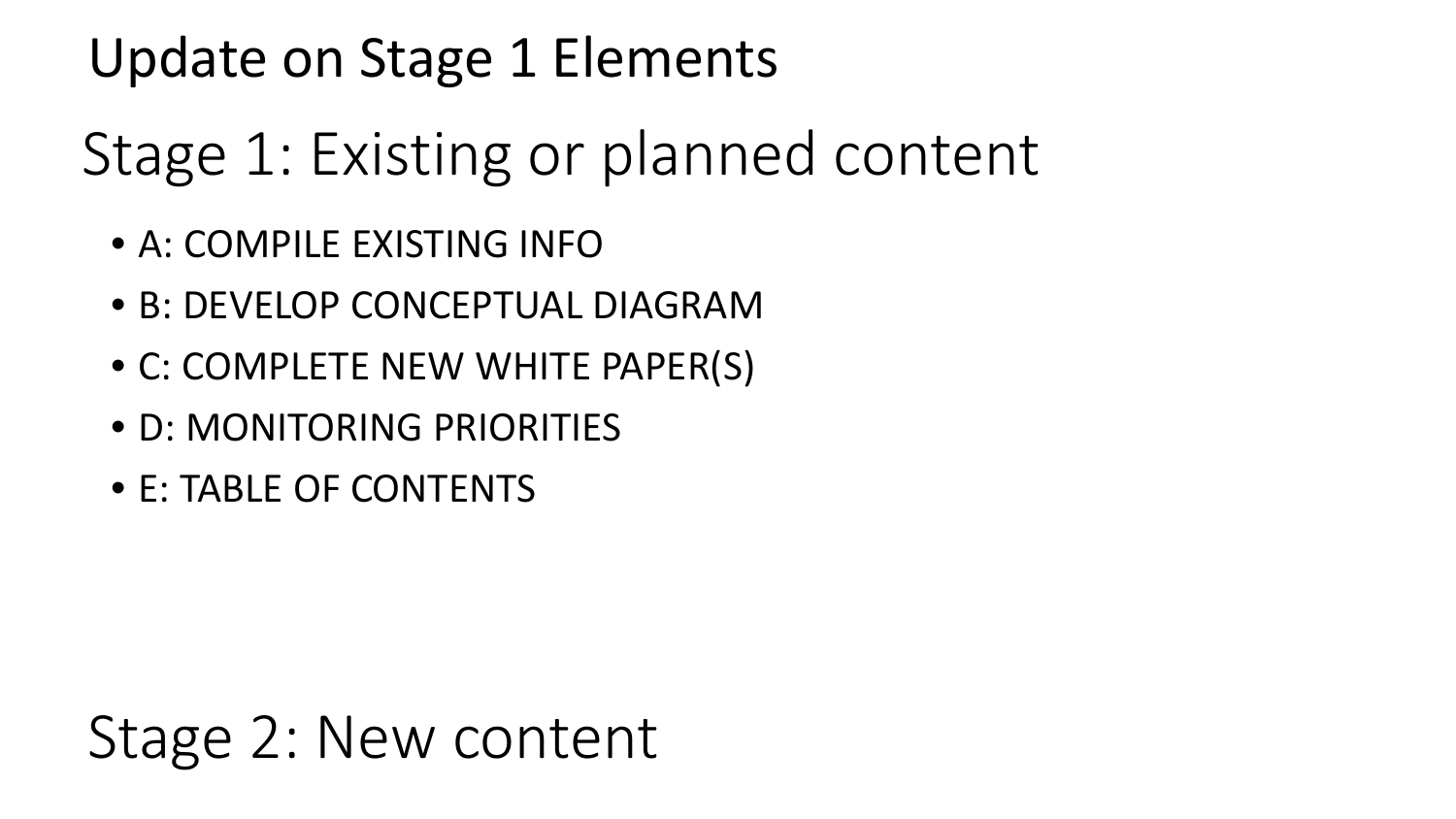# Update on Stage 1 Elements

## Stage 1: Existing or planned content

- A: COMPILE EXISTING INFO
- B: DEVELOP CONCEPTUAL DIAGRAM
- C: COMPLETE NEW WHITE PAPER(S)
- D: MONITORING PRIORITIES
- E: TABLE OF CONTENTS

## Stage 2: New content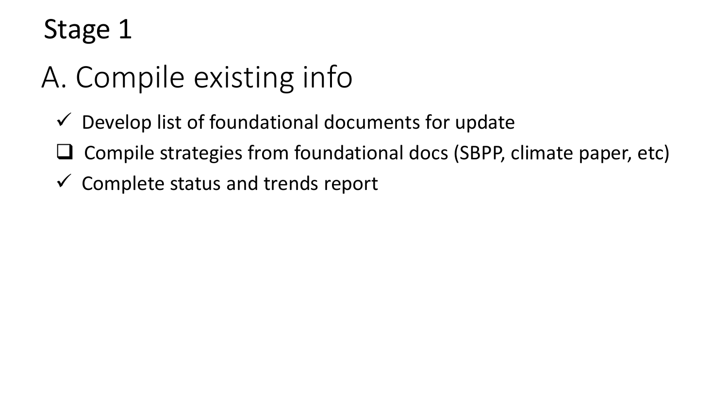# Stage 1

## A. Compile existing info

- ✓ Develop list of foundational documents for update
- ❑ Compile strategies from foundational docs (SBPP, climate paper, etc)
- ✓ Complete status and trends report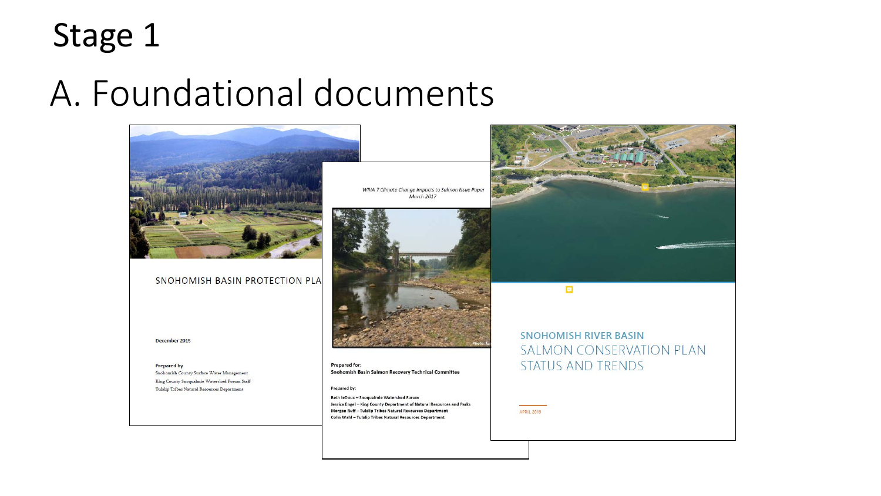# Stage 1

## A. Foundational documents

SNOHOMISH BASIN PROTECTION PLA

December 2015

Prepared by
Snohomish County Surface Water Management
King County Snoqualmie Watershed Forum Staff
Tulalip Tribes Natural Resources Department

*WRIA 7 Climate Change Impacts to Salmon Issue Paper*
*March 2017*

Prepared for:
Snohomish Basin Salmon Recovery Technical Committee

Prepared by:
Beth leDoux – Snoqualmie Watershed Forum
Jessica Engel – King County Department of Natural Resources and Parks
Morgan Ruff – Tulalip Tribes Natural Resources Department
Colin Wahl – Tulalip Tribes Natural Resources Department

SNOHOMISH RIVER BASIN
SALMON CONSERVATION PLAN
STATUS AND TRENDS

APRIL 2019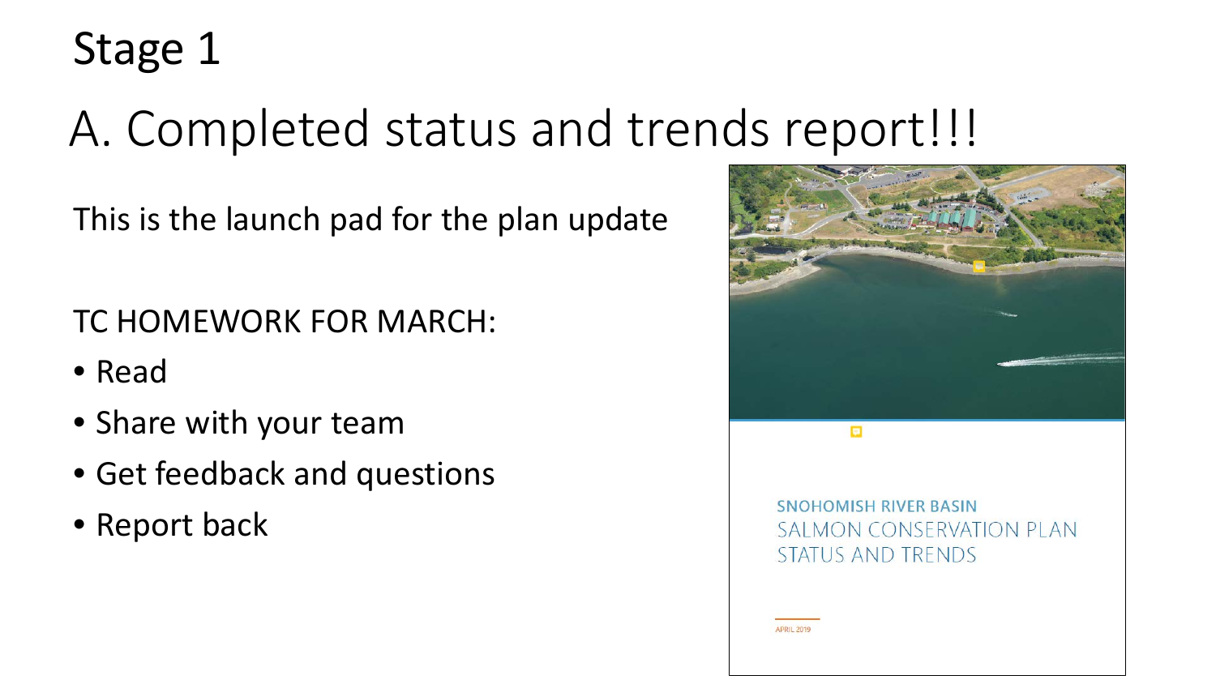# Stage 1

## A. Completed status and trends report!!!

This is the launch pad for the plan update

TC HOMEWORK FOR MARCH:

- Read
- Share with your team
- Get feedback and questions
- Report back

SNOHOMISH RIVER BASIN
SALMON CONSERVATION PLAN
STATUS AND TRENDS

APRIL 2019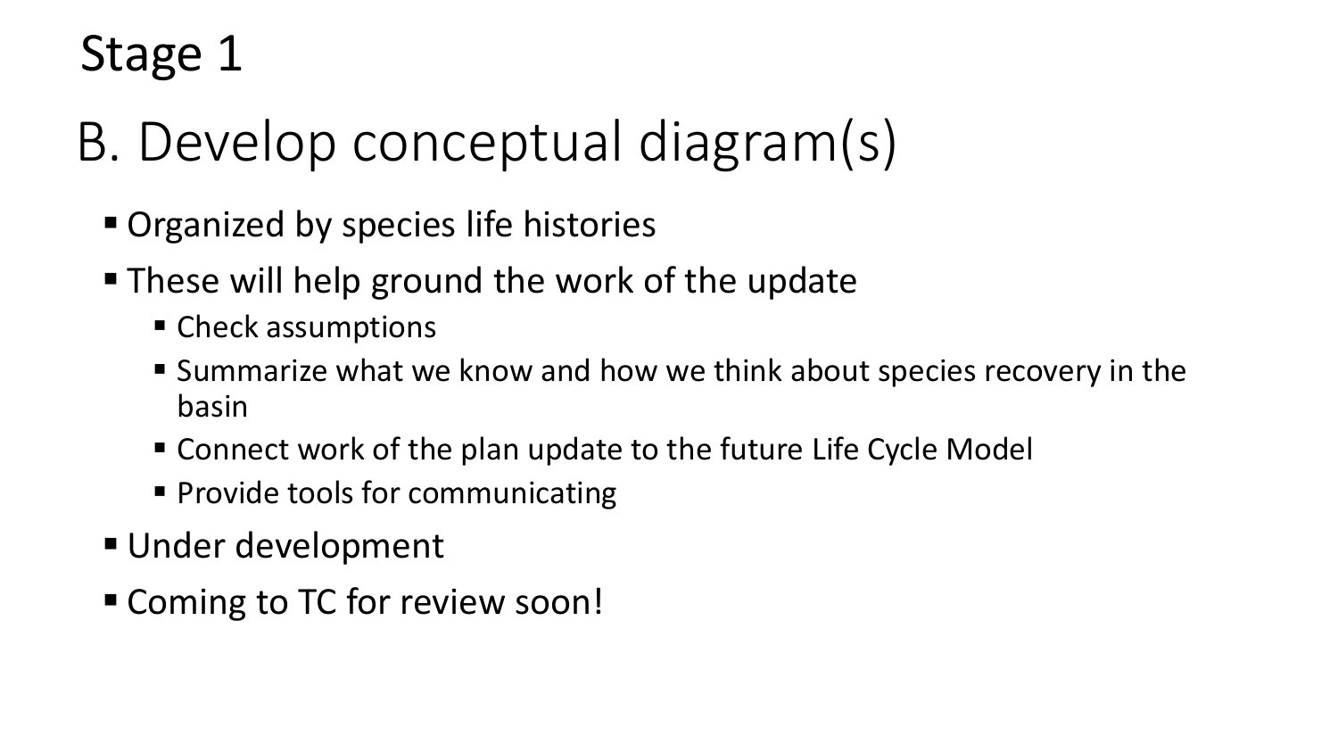# Stage 1

## B. Develop conceptual diagram(s)

- Organized by species life histories
- These will help ground the work of the update
  - Check assumptions
  - Summarize what we know and how we think about species recovery in the basin
  - Connect work of the plan update to the future Life Cycle Model
  - Provide tools for communicating
- Under development
- Coming to TC for review soon!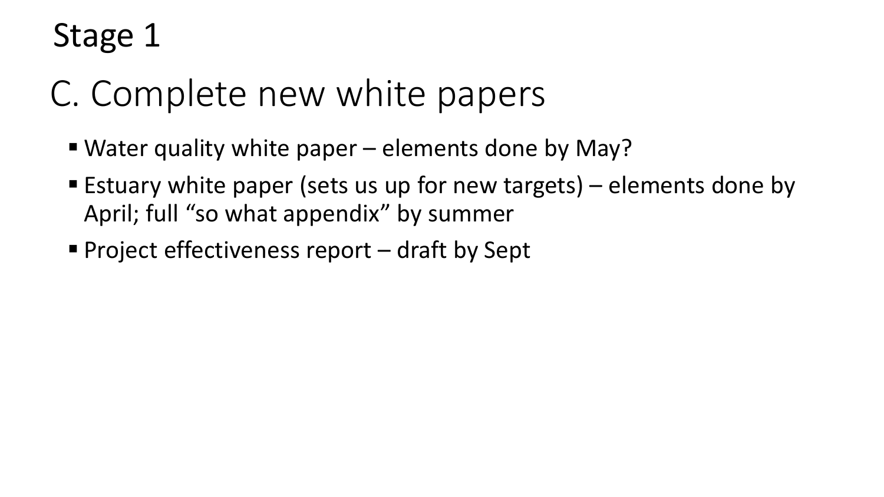# Stage 1

## C. Complete new white papers

- Water quality white paper – elements done by May?
- Estuary white paper (sets us up for new targets) – elements done by April; full "so what appendix" by summer
- Project effectiveness report – draft by Sept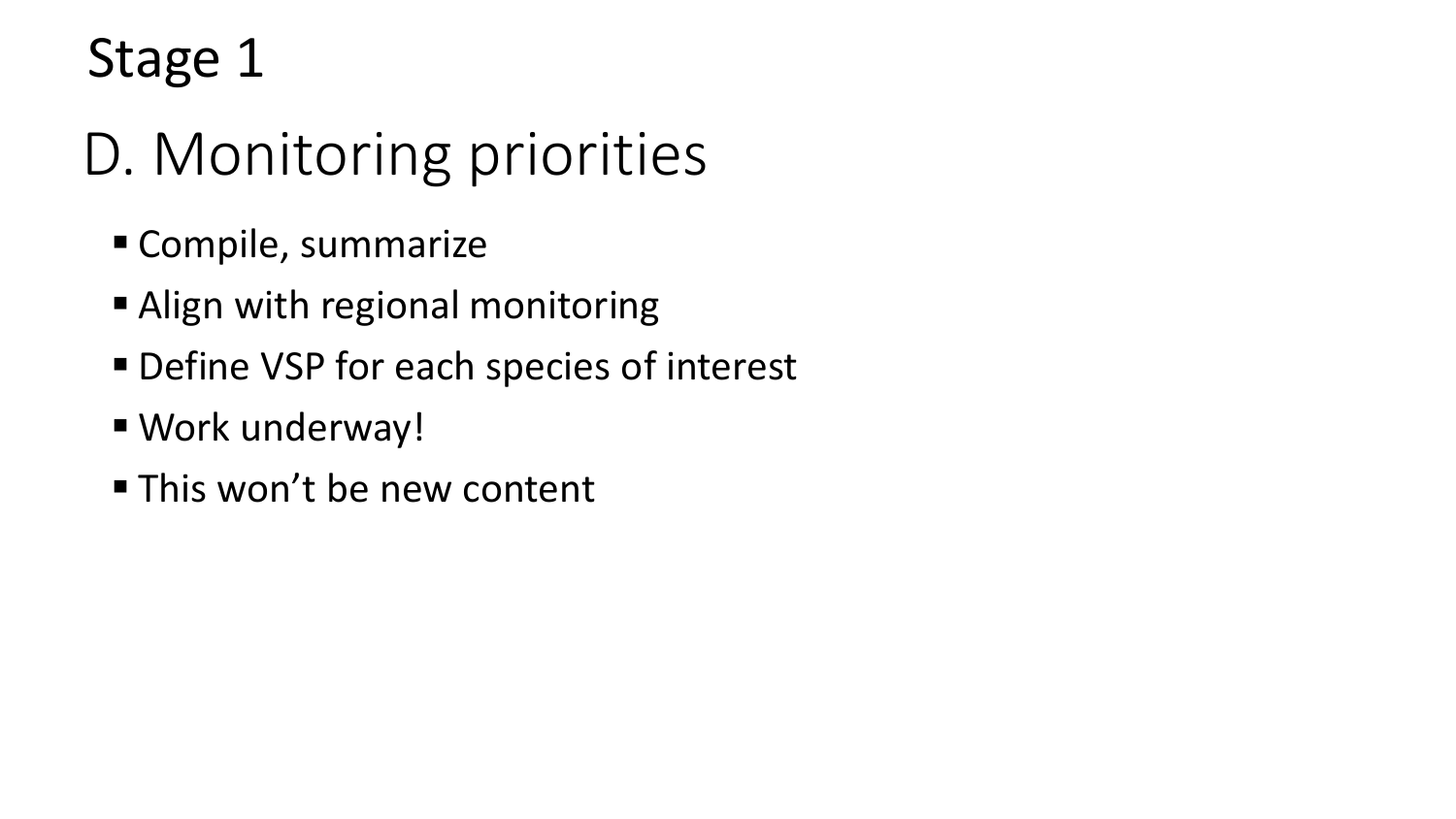# Stage 1

## D. Monitoring priorities

- Compile, summarize
- Align with regional monitoring
- Define VSP for each species of interest
- Work underway!
- This won’t be new content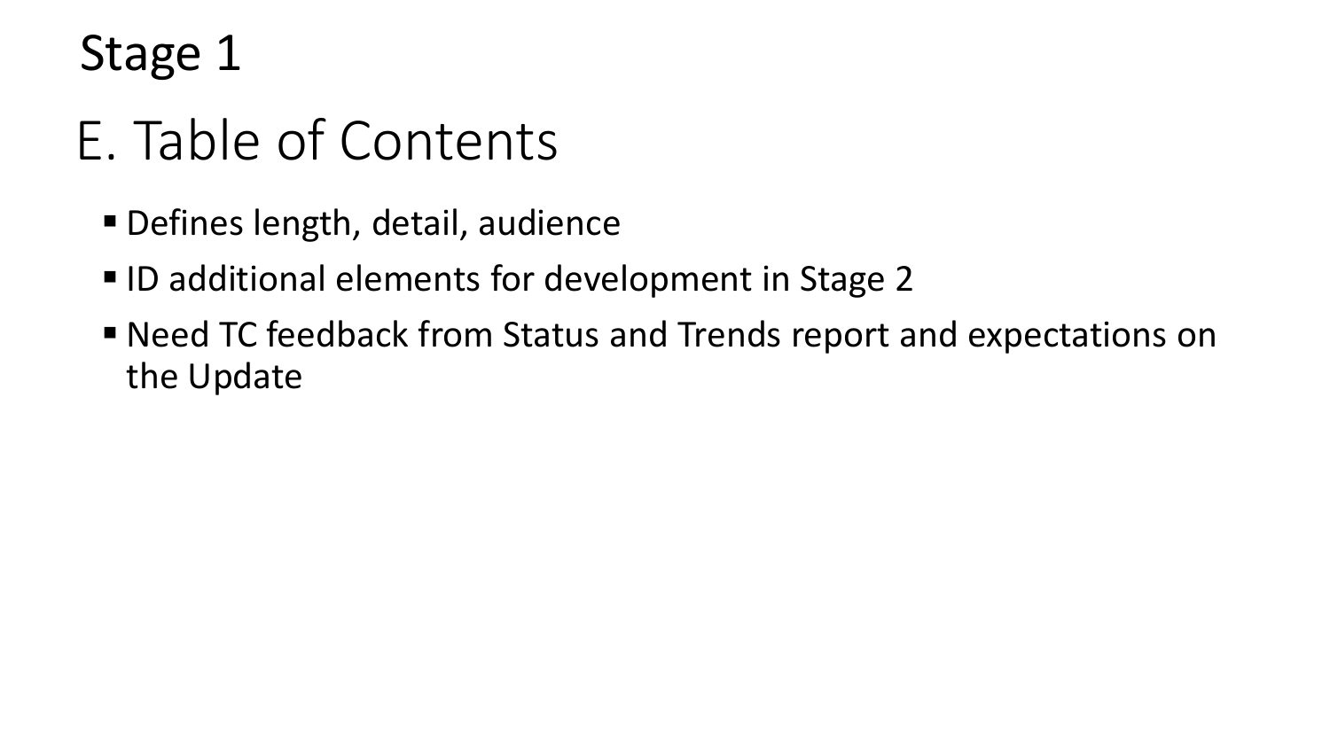# Stage 1

## E. Table of Contents

- Defines length, detail, audience
- ID additional elements for development in Stage 2
- Need TC feedback from Status and Trends report and expectations on the Update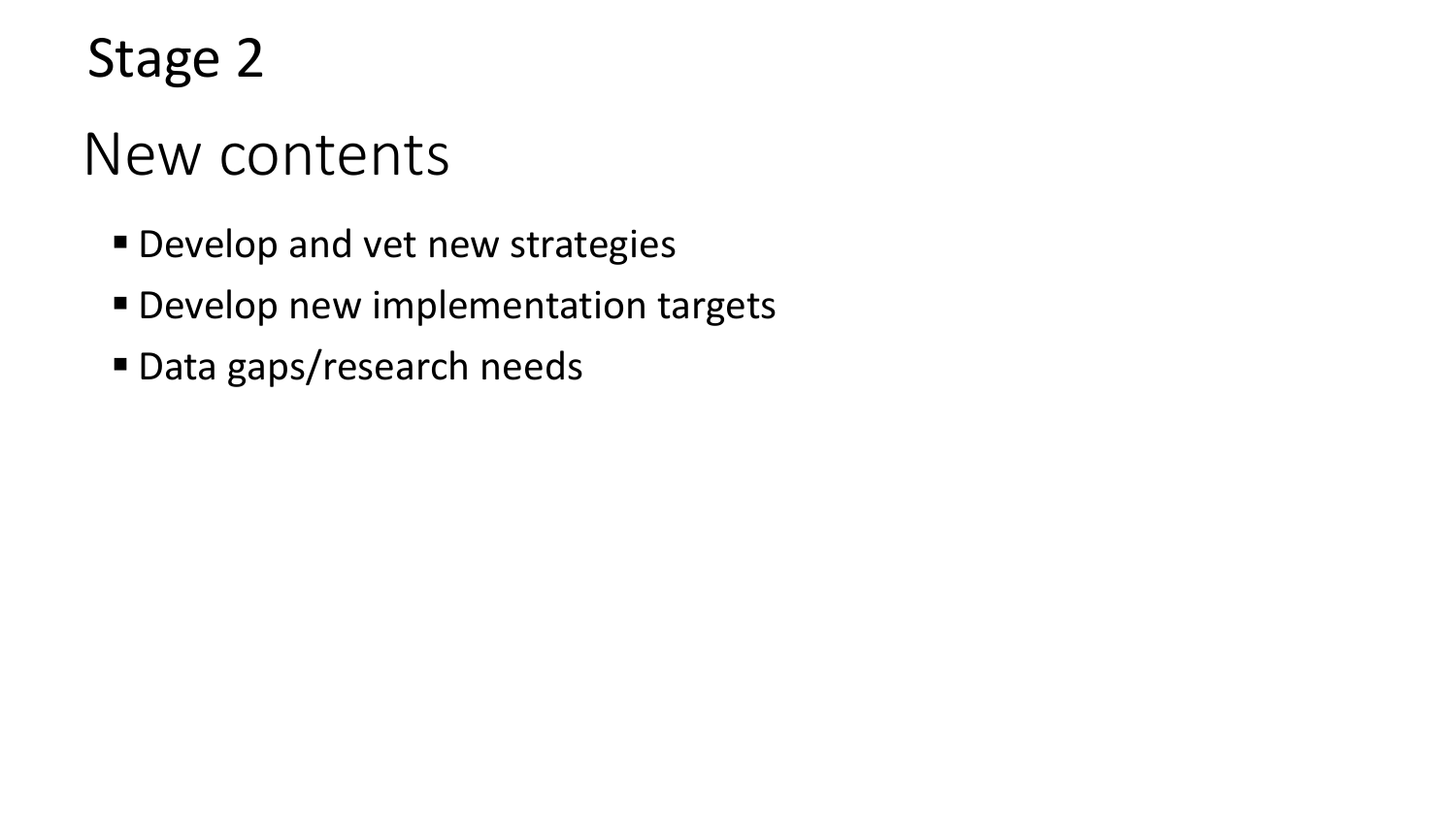# Stage 2

## New contents

- Develop and vet new strategies
- Develop new implementation targets
- Data gaps/research needs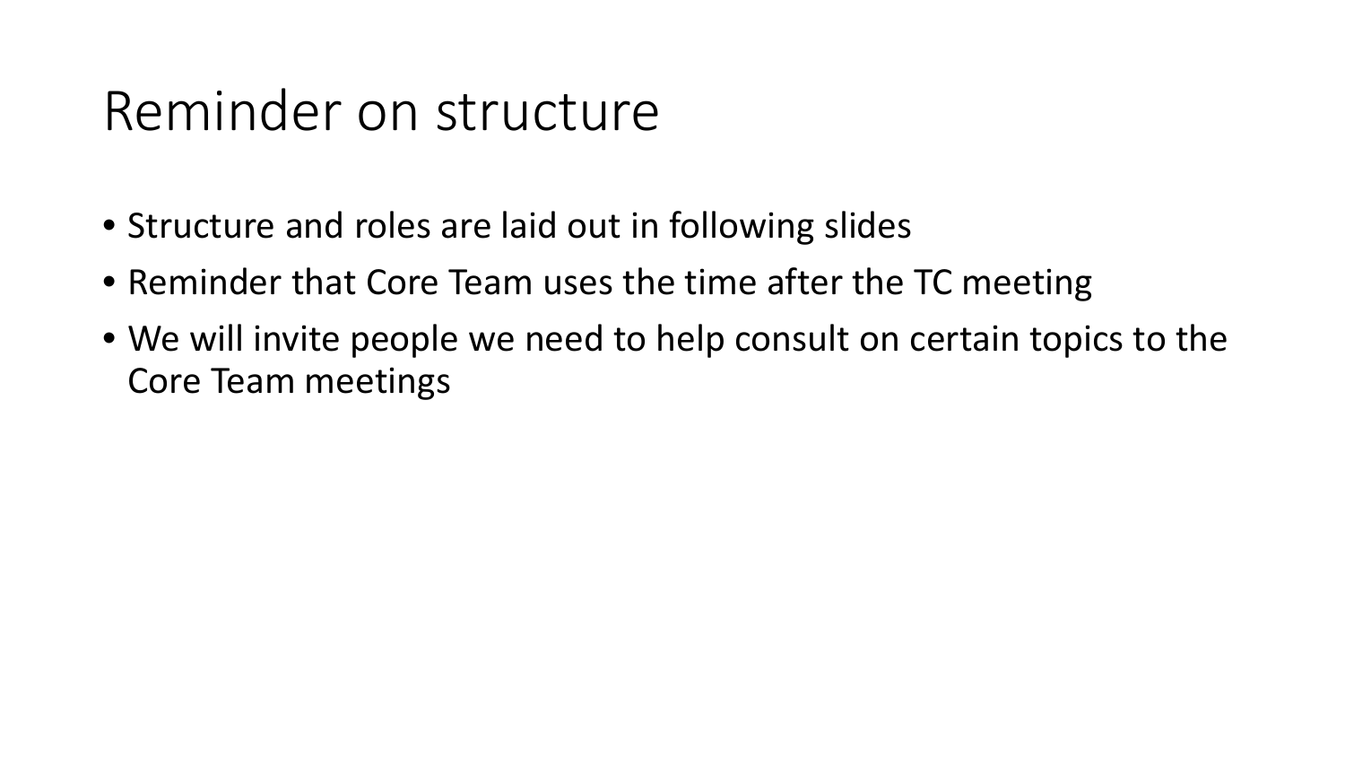# Reminder on structure

- Structure and roles are laid out in following slides
- Reminder that Core Team uses the time after the TC meeting
- We will invite people we need to help consult on certain topics to the Core Team meetings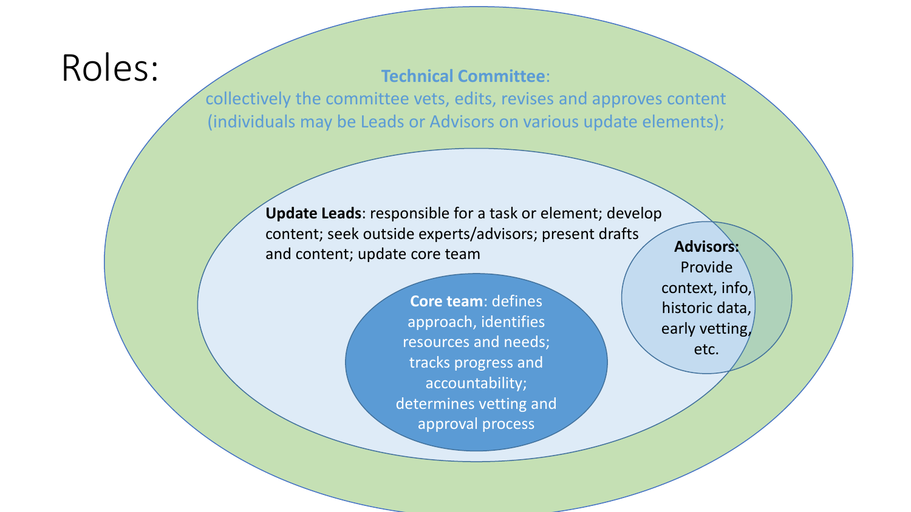# Roles:

**Technical Committee**: collectively the committee vets, edits, revises and approves content (individuals may be Leads or Advisors on various update elements);

**Update Leads**: responsible for a task or element; develop content; seek outside experts/advisors; present drafts and content; update core team

**Core team**: defines approach, identifies resources and needs; tracks progress and accountability; determines vetting and approval process

**Advisors:** Provide context, info, historic data, early vetting, etc.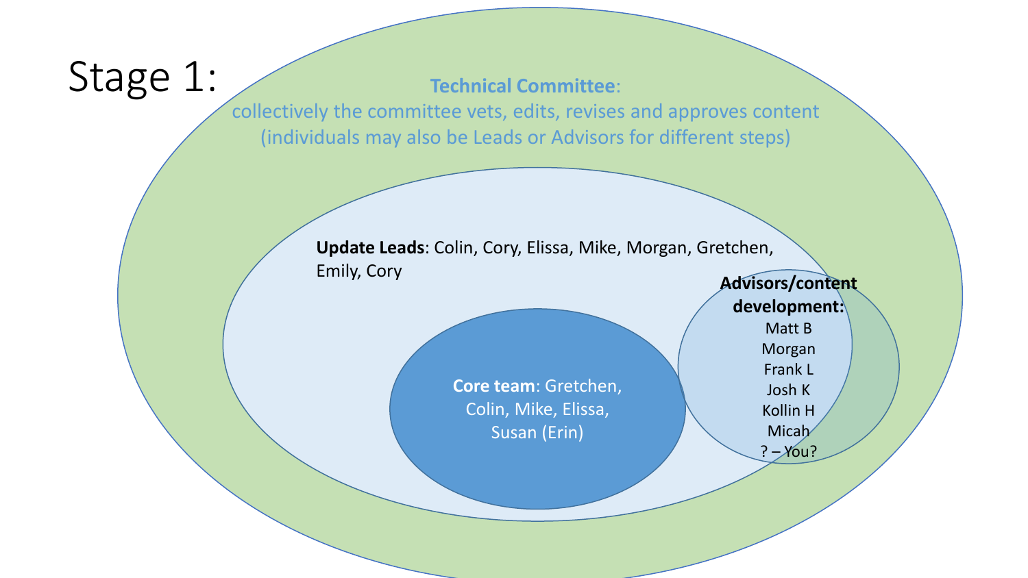# Stage 1:

**Technical Committee**:
collectively the committee vets, edits, revises and approves content
(individuals may also be Leads or Advisors for different steps)

**Update Leads**: Colin, Cory, Elissa, Mike, Morgan, Gretchen, Emily, Cory

**Core team**: Gretchen, Colin, Mike, Elissa, Susan (Erin)

**Advisors/content development:**
Matt B
Morgan
Frank L
Josh K
Kollin H
Micah
? – You?